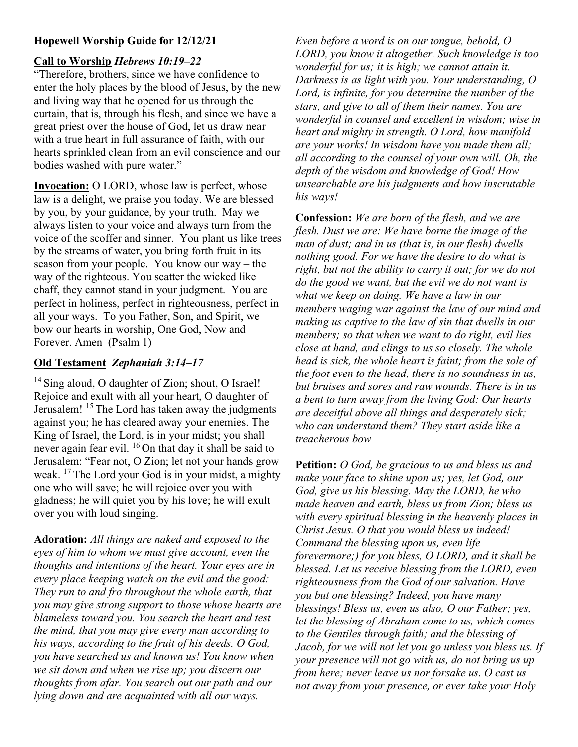**Hopewell Worship Guide for 12/12/21**

**Call to Worship** ***Hebrews 10:19–22***

"Therefore, brothers, since we have confidence to enter the holy places by the blood of Jesus, by the new and living way that he opened for us through the curtain, that is, through his flesh, and since we have a great priest over the house of God, let us draw near with a true heart in full assurance of faith, with our hearts sprinkled clean from an evil conscience and our bodies washed with pure water."

**Invocation:** O LORD, whose law is perfect, whose law is a delight, we praise you today. We are blessed by you, by your guidance, by your truth. May we always listen to your voice and always turn from the voice of the scoffer and sinner. You plant us like trees by the streams of water, you bring forth fruit in its season from your people. You know our way – the way of the righteous. You scatter the wicked like chaff, they cannot stand in your judgment. You are perfect in holiness, perfect in righteousness, perfect in all your ways. To you Father, Son, and Spirit, we bow our hearts in worship, One God, Now and Forever. Amen (Psalm 1)

**Old Testament** ***Zephaniah 3:14–17***

14 Sing aloud, O daughter of Zion; shout, O Israel! Rejoice and exult with all your heart, O daughter of Jerusalem! 15 The Lord has taken away the judgments against you; he has cleared away your enemies. The King of Israel, the Lord, is in your midst; you shall never again fear evil. 16 On that day it shall be said to Jerusalem: "Fear not, O Zion; let not your hands grow weak. 17 The Lord your God is in your midst, a mighty one who will save; he will rejoice over you with gladness; he will quiet you by his love; he will exult over you with loud singing.

**Adoration:** *All things are naked and exposed to the eyes of him to whom we must give account, even the thoughts and intentions of the heart. Your eyes are in every place keeping watch on the evil and the good: They run to and fro throughout the whole earth, that you may give strong support to those whose hearts are blameless toward you. You search the heart and test the mind, that you may give every man according to his ways, according to the fruit of his deeds. O God, you have searched us and known us! You know when we sit down and when we rise up; you discern our thoughts from afar. You search out our path and our lying down and are acquainted with all our ways. Even before a word is on our tongue, behold, O LORD, you know it altogether. Such knowledge is too wonderful for us; it is high; we cannot attain it. Darkness is as light with you. Your understanding, O Lord, is infinite, for you determine the number of the stars, and give to all of them their names. You are wonderful in counsel and excellent in wisdom; wise in heart and mighty in strength. O Lord, how manifold are your works! In wisdom have you made them all; all according to the counsel of your own will. Oh, the depth of the wisdom and knowledge of God! How unsearchable are his judgments and how inscrutable his ways!*

**Confession:** *We are born of the flesh, and we are flesh. Dust we are: We have borne the image of the man of dust; and in us (that is, in our flesh) dwells nothing good. For we have the desire to do what is right, but not the ability to carry it out; for we do not do the good we want, but the evil we do not want is what we keep on doing. We have a law in our members waging war against the law of our mind and making us captive to the law of sin that dwells in our members; so that when we want to do right, evil lies close at hand, and clings to us so closely. The whole head is sick, the whole heart is faint; from the sole of the foot even to the head, there is no soundness in us, but bruises and sores and raw wounds. There is in us a bent to turn away from the living God: Our hearts are deceitful above all things and desperately sick; who can understand them? They start aside like a treacherous bow*

**Petition:** *O God, be gracious to us and bless us and make your face to shine upon us; yes, let God, our God, give us his blessing. May the LORD, he who made heaven and earth, bless us from Zion; bless us with every spiritual blessing in the heavenly places in Christ Jesus. O that you would bless us indeed! Command the blessing upon us, even life forevermore;) for you bless, O LORD, and it shall be blessed. Let us receive blessing from the LORD, even righteousness from the God of our salvation. Have you but one blessing? Indeed, you have many blessings! Bless us, even us also, O our Father; yes, let the blessing of Abraham come to us, which comes to the Gentiles through faith; and the blessing of Jacob, for we will not let you go unless you bless us. If your presence will not go with us, do not bring us up from here; never leave us nor forsake us. O cast us not away from your presence, or ever take your Holy*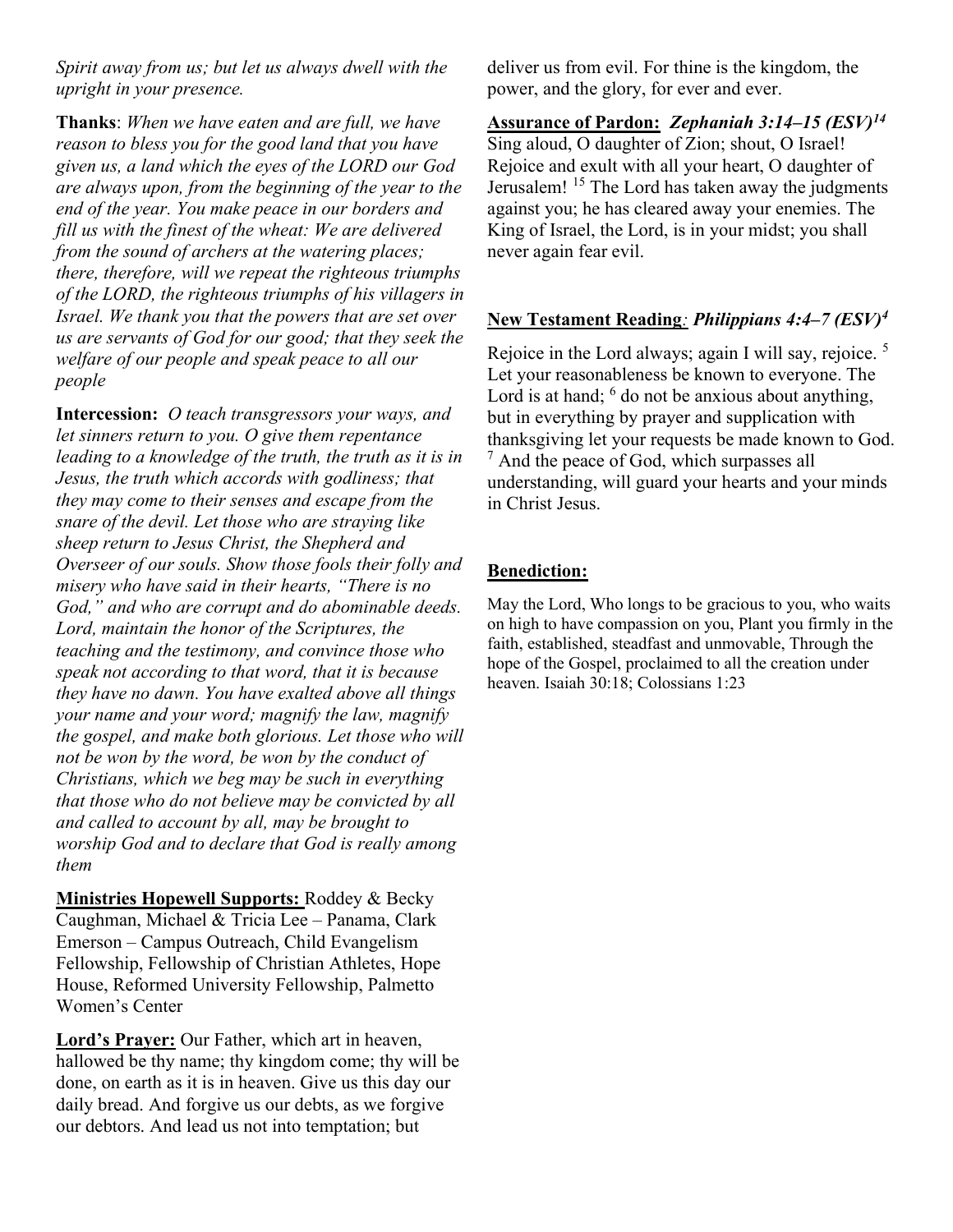*Spirit away from us; but let us always dwell with the upright in your presence.*

**Thanks**: *When we have eaten and are full, we have reason to bless you for the good land that you have given us, a land which the eyes of the LORD our God are always upon, from the beginning of the year to the end of the year. You make peace in our borders and fill us with the finest of the wheat: We are delivered from the sound of archers at the watering places; there, therefore, will we repeat the righteous triumphs of the LORD, the righteous triumphs of his villagers in Israel. We thank you that the powers that are set over us are servants of God for our good; that they seek the welfare of our people and speak peace to all our people*

**Intercession:** *O teach transgressors your ways, and let sinners return to you. O give them repentance leading to a knowledge of the truth, the truth as it is in Jesus, the truth which accords with godliness; that they may come to their senses and escape from the snare of the devil. Let those who are straying like sheep return to Jesus Christ, the Shepherd and Overseer of our souls. Show those fools their folly and misery who have said in their hearts, "There is no God," and who are corrupt and do abominable deeds. Lord, maintain the honor of the Scriptures, the teaching and the testimony, and convince those who speak not according to that word, that it is because they have no dawn. You have exalted above all things your name and your word; magnify the law, magnify the gospel, and make both glorious. Let those who will not be won by the word, be won by the conduct of Christians, which we beg may be such in everything that those who do not believe may be convicted by all and called to account by all, may be brought to worship God and to declare that God is really among them*

**Ministries Hopewell Supports:** Roddey & Becky Caughman, Michael & Tricia Lee – Panama, Clark Emerson – Campus Outreach, Child Evangelism Fellowship, Fellowship of Christian Athletes, Hope House, Reformed University Fellowship, Palmetto Women's Center

**Lord's Prayer:** Our Father, which art in heaven, hallowed be thy name; thy kingdom come; thy will be done, on earth as it is in heaven. Give us this day our daily bread. And forgive us our debts, as we forgive our debtors. And lead us not into temptation; but deliver us from evil. For thine is the kingdom, the power, and the glory, for ever and ever.

**Assurance of Pardon:** ***Zephaniah 3:14–15 (ESV)[14]***
Sing aloud, O daughter of Zion; shout, O Israel! Rejoice and exult with all your heart, O daughter of Jerusalem! [15] The Lord has taken away the judgments against you; he has cleared away your enemies. The King of Israel, the Lord, is in your midst; you shall never again fear evil.

**New Testament Reading***: Philippians 4:4–7 (ESV)[4]***

Rejoice in the Lord always; again I will say, rejoice. [5] Let your reasonableness be known to everyone. The Lord is at hand; [6] do not be anxious about anything, but in everything by prayer and supplication with thanksgiving let your requests be made known to God. [7] And the peace of God, which surpasses all understanding, will guard your hearts and your minds in Christ Jesus.

**Benediction:**

May the Lord, Who longs to be gracious to you, who waits on high to have compassion on you, Plant you firmly in the faith, established, steadfast and unmovable, Through the hope of the Gospel, proclaimed to all the creation under heaven. Isaiah 30:18; Colossians 1:23